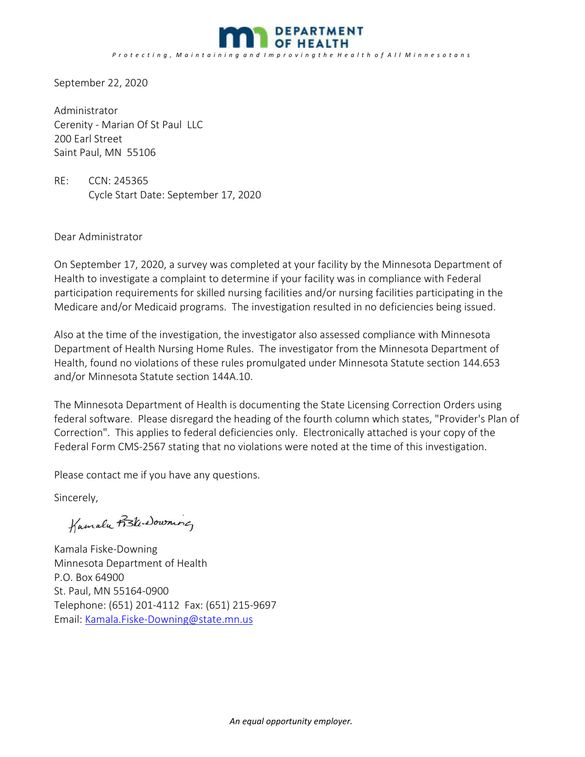**DEPARTMENT OF HEALTH**

*Protecting, Maintaining and Improving the Health of All Minnesotans*

September 22, 2020

Administrator
Cerenity - Marian Of St Paul LLC
200 Earl Street
Saint Paul, MN 55106

RE: CCN: 245365
Cycle Start Date: September 17, 2020

Dear Administrator

On September 17, 2020, a survey was completed at your facility by the Minnesota Department of Health to investigate a complaint to determine if your facility was in compliance with Federal participation requirements for skilled nursing facilities and/or nursing facilities participating in the Medicare and/or Medicaid programs. The investigation resulted in no deficiencies being issued.

Also at the time of the investigation, the investigator also assessed compliance with Minnesota Department of Health Nursing Home Rules. The investigator from the Minnesota Department of Health, found no violations of these rules promulgated under Minnesota Statute section 144.653 and/or Minnesota Statute section 144A.10.

The Minnesota Department of Health is documenting the State Licensing Correction Orders using federal software. Please disregard the heading of the fourth column which states, "Provider's Plan of Correction". This applies to federal deficiencies only. Electronically attached is your copy of the Federal Form CMS-2567 stating that no violations were noted at the time of this investigation.

Please contact me if you have any questions.

Sincerely,

Kamala Fiske-Downing

Kamala Fiske-Downing
Minnesota Department of Health
P.O. Box 64900
St. Paul, MN 55164-0900
Telephone: (651) 201-4112 Fax: (651) 215-9697
Email: Kamala.Fiske-Downing@state.mn.us

*An equal opportunity employer.*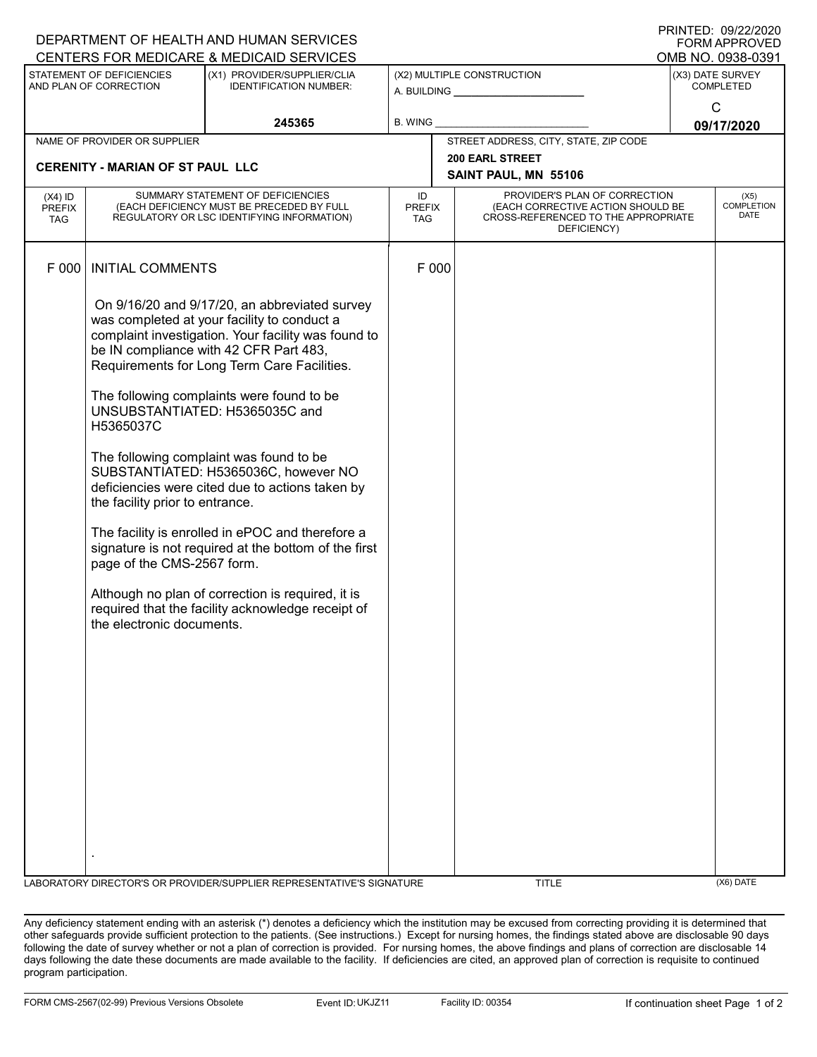DEPARTMENT OF HEALTH AND HUMAN SERVICES
CENTERS FOR MEDICARE & MEDICAID SERVICES

PRINTED: 09/22/2020
FORM APPROVED
OMB NO. 0938-0391

| STATEMENT OF DEFICIENCIES AND PLAN OF CORRECTION | (X1) PROVIDER/SUPPLIER/CLIA IDENTIFICATION NUMBER: | (X2) MULTIPLE CONSTRUCTION | (X3) DATE SURVEY COMPLETED |
|---|---|---|---|
| | 245365 | A. BUILDING ______ B. WING ______ | C 09/17/2020 |

| NAME OF PROVIDER OR SUPPLIER | STREET ADDRESS, CITY, STATE, ZIP CODE |
|---|---|
| CERENITY - MARIAN OF ST PAUL LLC | 200 EARL STREET SAINT PAUL, MN 55106 |

| (X4) ID PREFIX TAG | SUMMARY STATEMENT OF DEFICIENCIES (EACH DEFICIENCY MUST BE PRECEDED BY FULL REGULATORY OR LSC IDENTIFYING INFORMATION) | ID PREFIX TAG | PROVIDER'S PLAN OF CORRECTION (EACH CORRECTIVE ACTION SHOULD BE CROSS-REFERENCED TO THE APPROPRIATE DEFICIENCY) | (X5) COMPLETION DATE |
|---|---|---|---|---|
| F 000 | INITIAL COMMENTS | F 000 | | |

On 9/16/20 and 9/17/20, an abbreviated survey was completed at your facility to conduct a complaint investigation. Your facility was found to be IN compliance with 42 CFR Part 483, Requirements for Long Term Care Facilities.

The following complaints were found to be UNSUBSTANTIATED: H5365035C and H5365037C

The following complaint was found to be SUBSTANTIATED: H5365036C, however NO deficiencies were cited due to actions taken by the facility prior to entrance.

The facility is enrolled in ePOC and therefore a signature is not required at the bottom of the first page of the CMS-2567 form.

Although no plan of correction is required, it is required that the facility acknowledge receipt of the electronic documents.

.

LABORATORY DIRECTOR'S OR PROVIDER/SUPPLIER REPRESENTATIVE'S SIGNATURE | TITLE | (X6) DATE

Any deficiency statement ending with an asterisk (*) denotes a deficiency which the institution may be excused from correcting providing it is determined that other safeguards provide sufficient protection to the patients. (See instructions.) Except for nursing homes, the findings stated above are disclosable 90 days following the date of survey whether or not a plan of correction is provided. For nursing homes, the above findings and plans of correction are disclosable 14 days following the date these documents are made available to the facility. If deficiencies are cited, an approved plan of correction is requisite to continued program participation.

FORM CMS-2567(02-99) Previous Versions Obsolete | Event ID: UKJZ11 | Facility ID: 00354 | If continuation sheet Page 1 of 2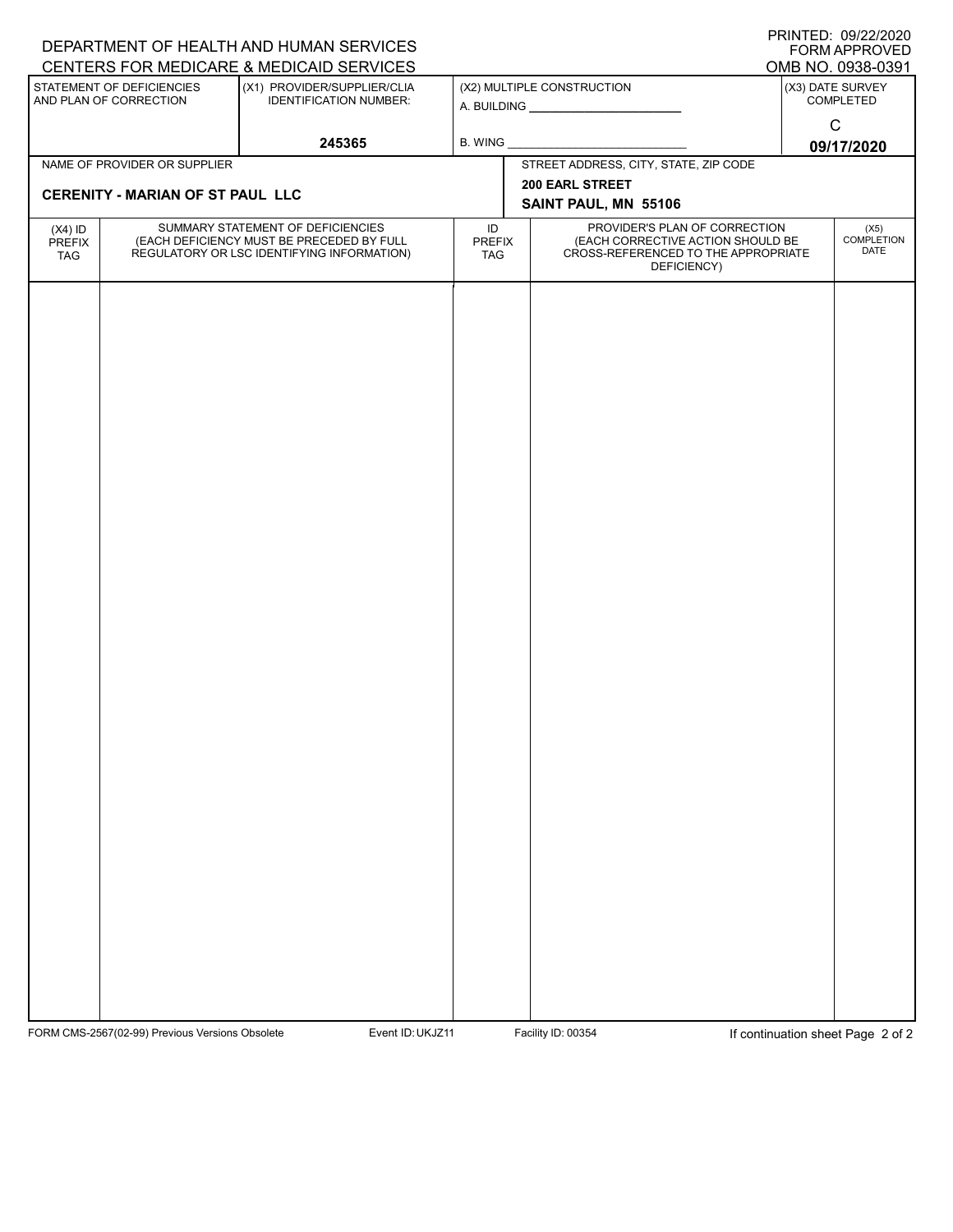DEPARTMENT OF HEALTH AND HUMAN SERVICES
CENTERS FOR MEDICARE & MEDICAID SERVICES

PRINTED: 09/22/2020
FORM APPROVED
OMB NO. 0938-0391

| STATEMENT OF DEFICIENCIES AND PLAN OF CORRECTION | (X1) PROVIDER/SUPPLIER/CLIA IDENTIFICATION NUMBER: | (X2) MULTIPLE CONSTRUCTION | (X3) DATE SURVEY COMPLETED |
|---|---|---|---|
| | 245365 | A. BUILDING ______ B. WING ______ | C 09/17/2020 |

| NAME OF PROVIDER OR SUPPLIER | STREET ADDRESS, CITY, STATE, ZIP CODE |
|---|---|
| **CERENITY - MARIAN OF ST PAUL LLC** | **200 EARL STREET SAINT PAUL, MN 55106** |

| (X4) ID PREFIX TAG | SUMMARY STATEMENT OF DEFICIENCIES (EACH DEFICIENCY MUST BE PRECEDED BY FULL REGULATORY OR LSC IDENTIFYING INFORMATION) | ID PREFIX TAG | PROVIDER'S PLAN OF CORRECTION (EACH CORRECTIVE ACTION SHOULD BE CROSS-REFERENCED TO THE APPROPRIATE DEFICIENCY) | (X5) COMPLETION DATE |
|---|---|---|---|---|
| | | | | |

FORM CMS-2567(02-99) Previous Versions Obsolete    Event ID: UKJZ11    Facility ID: 00354    If continuation sheet Page 2 of 2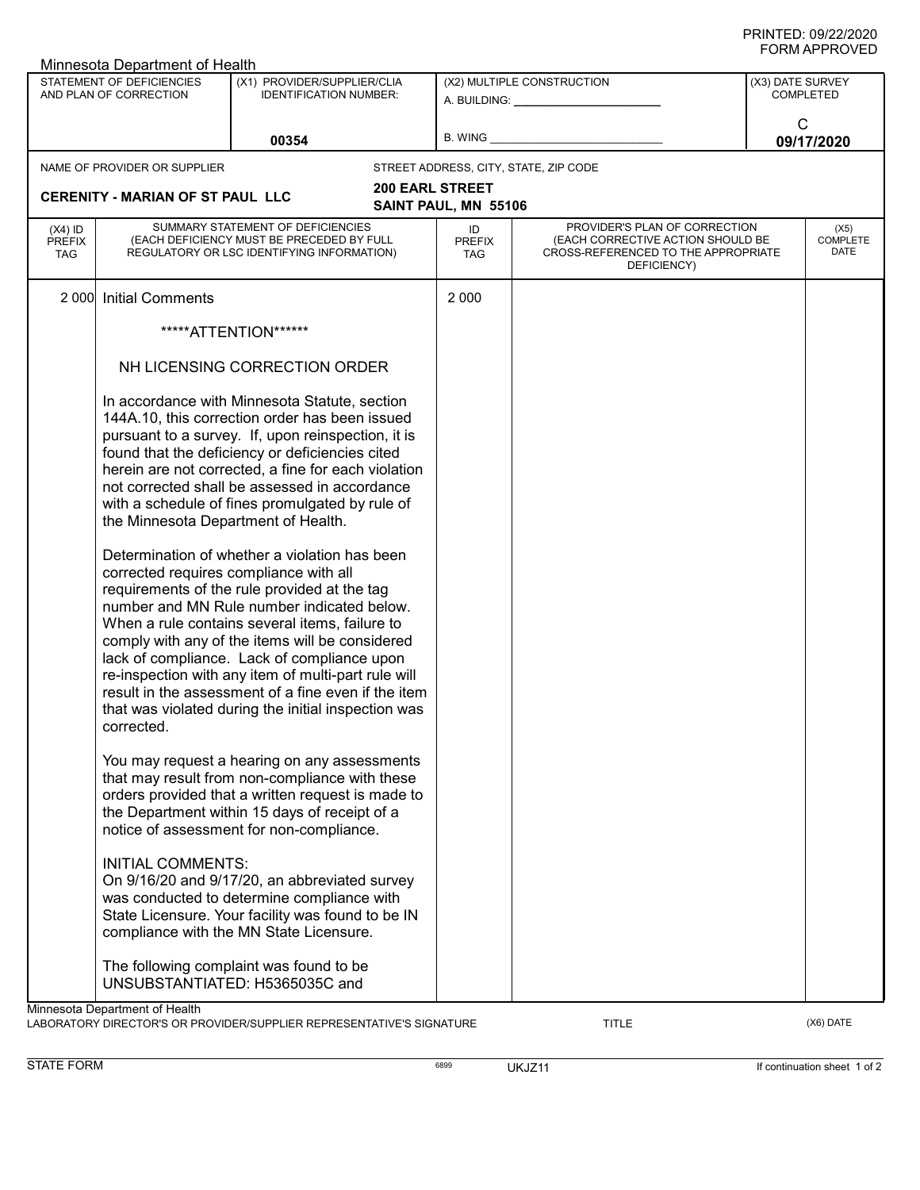PRINTED: 09/22/2020
FORM APPROVED

Minnesota Department of Health

| STATEMENT OF DEFICIENCIES AND PLAN OF CORRECTION | (X1) PROVIDER/SUPPLIER/CLIA IDENTIFICATION NUMBER: | (X2) MULTIPLE CONSTRUCTION | (X3) DATE SURVEY COMPLETED |
|---|---|---|---|
| | 00354 | A. BUILDING: ________ B. WING ________ | C 09/17/2020 |

| NAME OF PROVIDER OR SUPPLIER | STREET ADDRESS, CITY, STATE, ZIP CODE |
|---|---|
| CERENITY - MARIAN OF ST PAUL LLC | 200 EARL STREET SAINT PAUL, MN 55106 |

| (X4) ID PREFIX TAG | SUMMARY STATEMENT OF DEFICIENCIES (EACH DEFICIENCY MUST BE PRECEDED BY FULL REGULATORY OR LSC IDENTIFYING INFORMATION) | ID PREFIX TAG | PROVIDER'S PLAN OF CORRECTION (EACH CORRECTIVE ACTION SHOULD BE CROSS-REFERENCED TO THE APPROPRIATE DEFICIENCY) | (X5) COMPLETE DATE |
|---|---|---|---|---|
| 2 000 | Initial Comments | 2 000 | | |

*****ATTENTION******

NH LICENSING CORRECTION ORDER

In accordance with Minnesota Statute, section 144A.10, this correction order has been issued pursuant to a survey. If, upon reinspection, it is found that the deficiency or deficiencies cited herein are not corrected, a fine for each violation not corrected shall be assessed in accordance with a schedule of fines promulgated by rule of the Minnesota Department of Health.

Determination of whether a violation has been corrected requires compliance with all requirements of the rule provided at the tag number and MN Rule number indicated below. When a rule contains several items, failure to comply with any of the items will be considered lack of compliance. Lack of compliance upon re-inspection with any item of multi-part rule will result in the assessment of a fine even if the item that was violated during the initial inspection was corrected.

You may request a hearing on any assessments that may result from non-compliance with these orders provided that a written request is made to the Department within 15 days of receipt of a notice of assessment for non-compliance.

INITIAL COMMENTS:
On 9/16/20 and 9/17/20, an abbreviated survey was conducted to determine compliance with State Licensure. Your facility was found to be IN compliance with the MN State Licensure.

The following complaint was found to be UNSUBSTANTIATED: H5365035C and

Minnesota Department of Health
LABORATORY DIRECTOR'S OR PROVIDER/SUPPLIER REPRESENTATIVE'S SIGNATURE　　TITLE　　(X6) DATE

STATE FORM　　6899　　UKJZ11　　If continuation sheet 1 of 2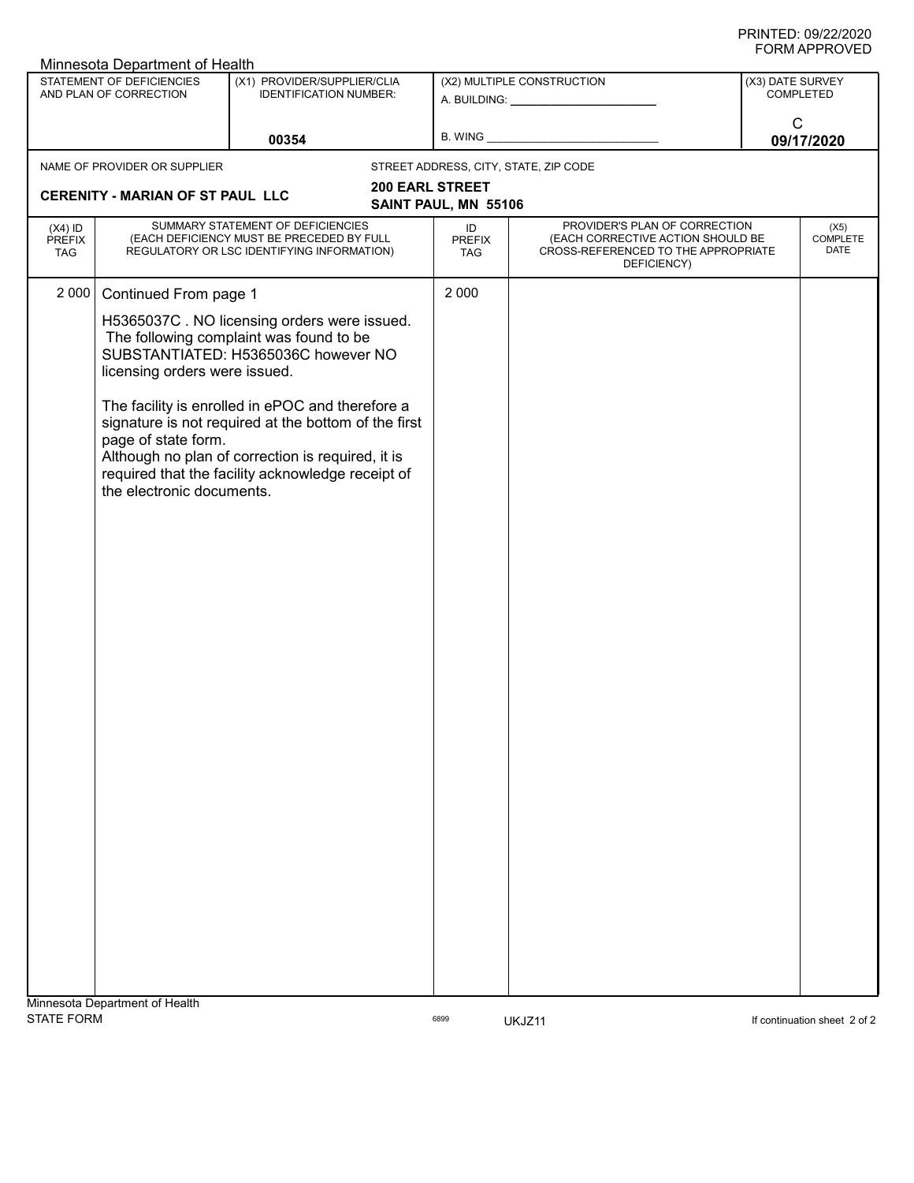PRINTED: 09/22/2020
FORM APPROVED

Minnesota Department of Health

| STATEMENT OF DEFICIENCIES AND PLAN OF CORRECTION | (X1) PROVIDER/SUPPLIER/CLIA IDENTIFICATION NUMBER: | (X2) MULTIPLE CONSTRUCTION | (X3) DATE SURVEY COMPLETED |
|---|---|---|---|
| | 00354 | A. BUILDING: ___ B. WING ___ | C 09/17/2020 |

NAME OF PROVIDER OR SUPPLIER: **CERENITY - MARIAN OF ST PAUL LLC**

STREET ADDRESS, CITY, STATE, ZIP CODE: **200 EARL STREET SAINT PAUL, MN 55106**

| (X4) ID PREFIX TAG | SUMMARY STATEMENT OF DEFICIENCIES (EACH DEFICIENCY MUST BE PRECEDED BY FULL REGULATORY OR LSC IDENTIFYING INFORMATION) | ID PREFIX TAG | PROVIDER'S PLAN OF CORRECTION (EACH CORRECTIVE ACTION SHOULD BE CROSS-REFERENCED TO THE APPROPRIATE DEFICIENCY) | (X5) COMPLETE DATE |
|---|---|---|---|---|
| 2 000 | Continued From page 1<br><br>H5365037C . NO licensing orders were issued. The following complaint was found to be SUBSTANTIATED: H5365036C however NO licensing orders were issued.<br><br>The facility is enrolled in ePOC and therefore a signature is not required at the bottom of the first page of state form.<br>Although no plan of correction is required, it is required that the facility acknowledge receipt of the electronic documents. | 2 000 | | |

Minnesota Department of Health
STATE FORM 6899 UKJZ11 If continuation sheet 2 of 2